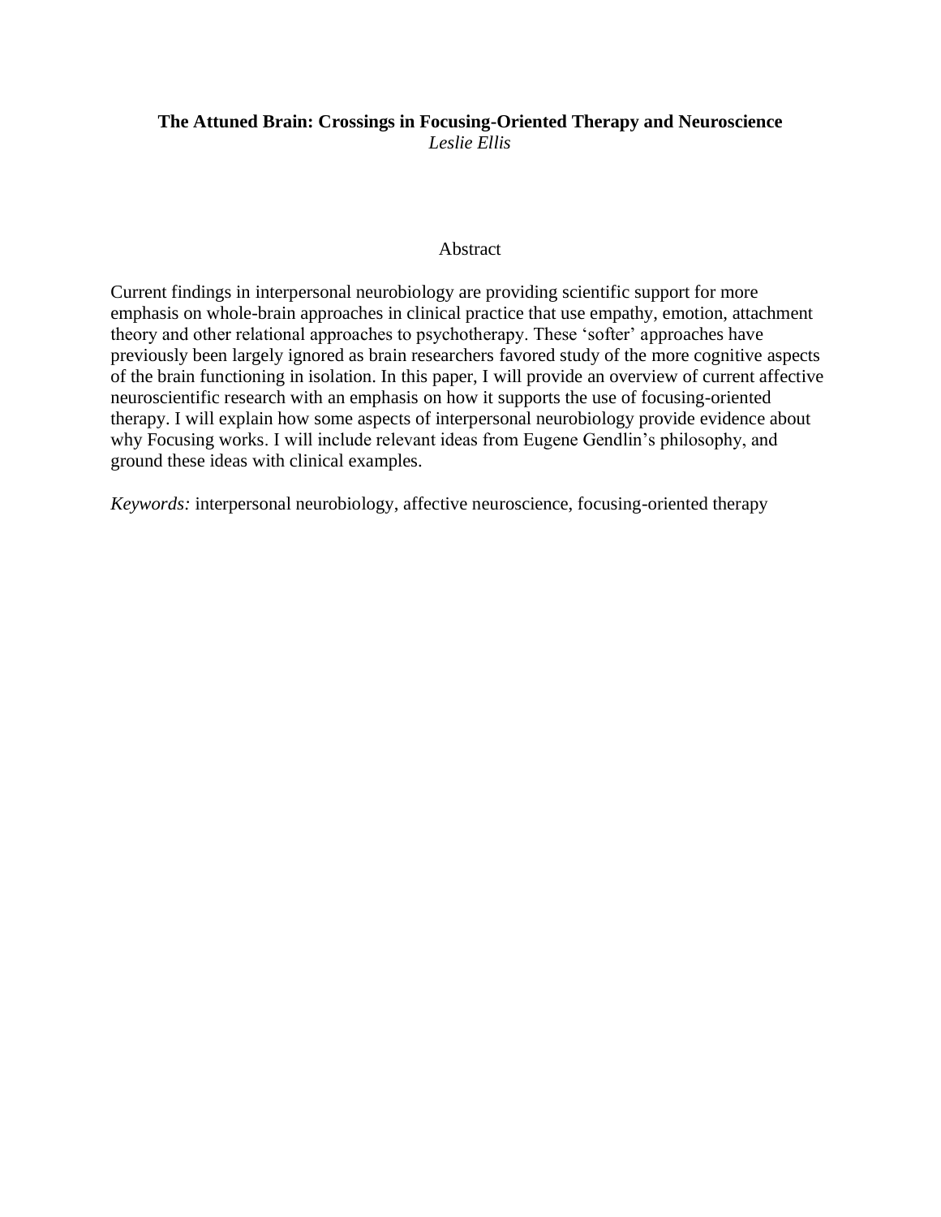# The Attuned Brain: Crossings in Focusing-Oriented Therapy and Neuroscience

*Leslie Ellis*

## Abstract

Current findings in interpersonal neurobiology are providing scientific support for more emphasis on whole-brain approaches in clinical practice that use empathy, emotion, attachment theory and other relational approaches to psychotherapy. These 'softer' approaches have previously been largely ignored as brain researchers favored study of the more cognitive aspects of the brain functioning in isolation. In this paper, I will provide an overview of current affective neuroscientific research with an emphasis on how it supports the use of focusing-oriented therapy. I will explain how some aspects of interpersonal neurobiology provide evidence about why Focusing works. I will include relevant ideas from Eugene Gendlin's philosophy, and ground these ideas with clinical examples.

*Keywords:* interpersonal neurobiology, affective neuroscience, focusing-oriented therapy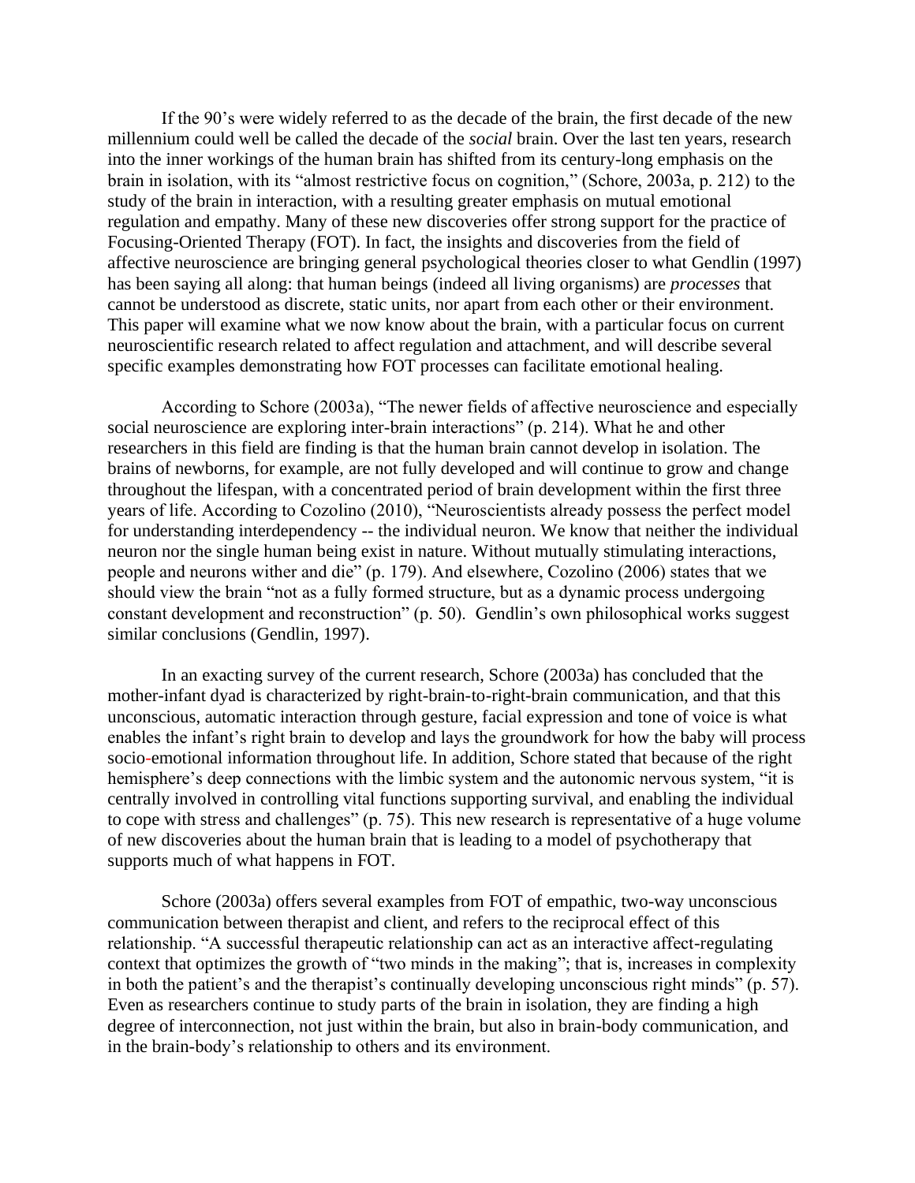If the 90's were widely referred to as the decade of the brain, the first decade of the new millennium could well be called the decade of the *social* brain. Over the last ten years, research into the inner workings of the human brain has shifted from its century-long emphasis on the brain in isolation, with its "almost restrictive focus on cognition," (Schore, 2003a, p. 212) to the study of the brain in interaction, with a resulting greater emphasis on mutual emotional regulation and empathy. Many of these new discoveries offer strong support for the practice of Focusing-Oriented Therapy (FOT). In fact, the insights and discoveries from the field of affective neuroscience are bringing general psychological theories closer to what Gendlin (1997) has been saying all along: that human beings (indeed all living organisms) are *processes* that cannot be understood as discrete, static units, nor apart from each other or their environment. This paper will examine what we now know about the brain, with a particular focus on current neuroscientific research related to affect regulation and attachment, and will describe several specific examples demonstrating how FOT processes can facilitate emotional healing.

According to Schore (2003a), "The newer fields of affective neuroscience and especially social neuroscience are exploring inter-brain interactions" (p. 214). What he and other researchers in this field are finding is that the human brain cannot develop in isolation. The brains of newborns, for example, are not fully developed and will continue to grow and change throughout the lifespan, with a concentrated period of brain development within the first three years of life. According to Cozolino (2010), "Neuroscientists already possess the perfect model for understanding interdependency -- the individual neuron. We know that neither the individual neuron nor the single human being exist in nature. Without mutually stimulating interactions, people and neurons wither and die" (p. 179). And elsewhere, Cozolino (2006) states that we should view the brain "not as a fully formed structure, but as a dynamic process undergoing constant development and reconstruction" (p. 50). Gendlin's own philosophical works suggest similar conclusions (Gendlin, 1997).

In an exacting survey of the current research, Schore (2003a) has concluded that the mother-infant dyad is characterized by right-brain-to-right-brain communication, and that this unconscious, automatic interaction through gesture, facial expression and tone of voice is what enables the infant's right brain to develop and lays the groundwork for how the baby will process socio-emotional information throughout life. In addition, Schore stated that because of the right hemisphere's deep connections with the limbic system and the autonomic nervous system, "it is centrally involved in controlling vital functions supporting survival, and enabling the individual to cope with stress and challenges" (p. 75). This new research is representative of a huge volume of new discoveries about the human brain that is leading to a model of psychotherapy that supports much of what happens in FOT.

Schore (2003a) offers several examples from FOT of empathic, two-way unconscious communication between therapist and client, and refers to the reciprocal effect of this relationship. "A successful therapeutic relationship can act as an interactive affect-regulating context that optimizes the growth of "two minds in the making"; that is, increases in complexity in both the patient's and the therapist's continually developing unconscious right minds" (p. 57). Even as researchers continue to study parts of the brain in isolation, they are finding a high degree of interconnection, not just within the brain, but also in brain-body communication, and in the brain-body's relationship to others and its environment.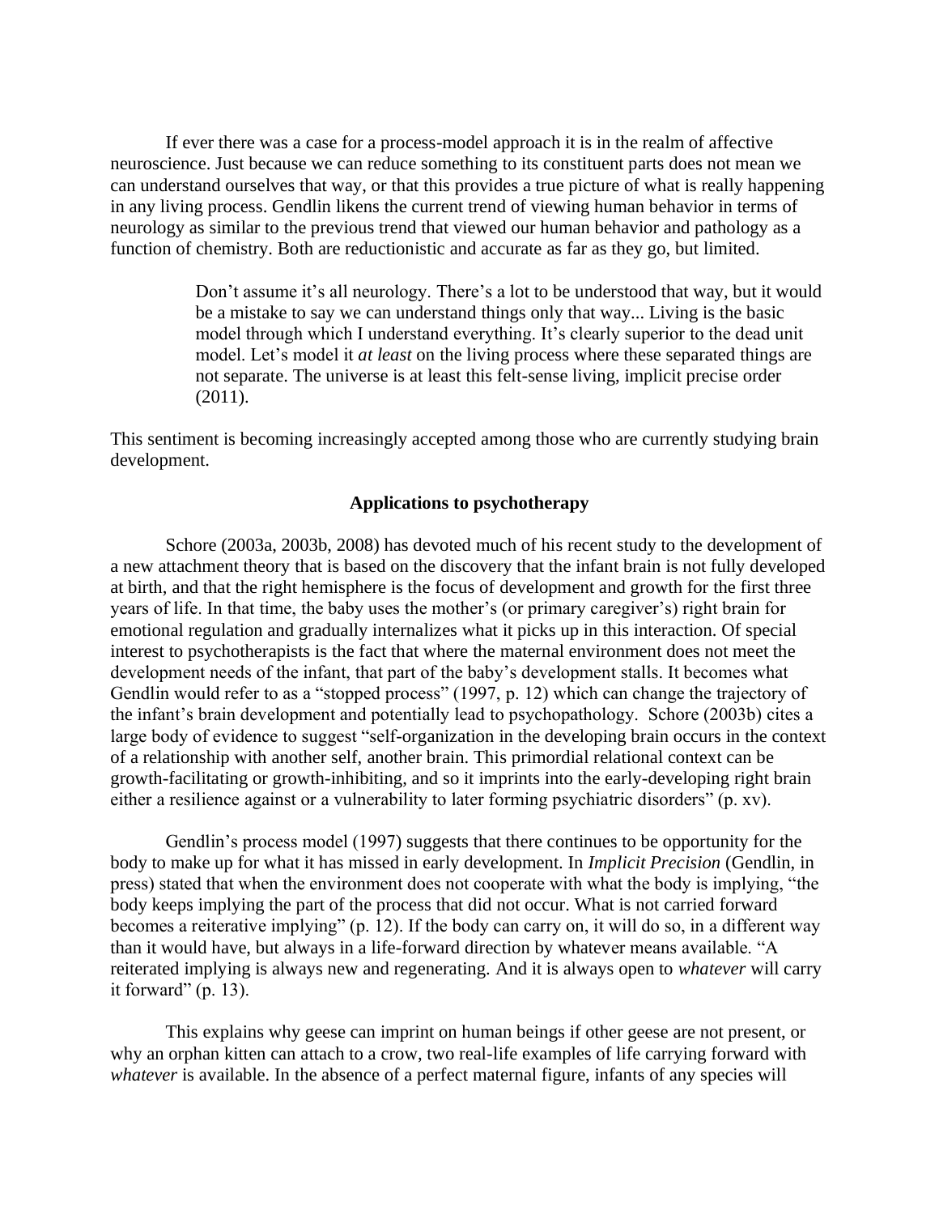If ever there was a case for a process-model approach it is in the realm of affective neuroscience. Just because we can reduce something to its constituent parts does not mean we can understand ourselves that way, or that this provides a true picture of what is really happening in any living process. Gendlin likens the current trend of viewing human behavior in terms of neurology as similar to the previous trend that viewed our human behavior and pathology as a function of chemistry. Both are reductionistic and accurate as far as they go, but limited.

> Don't assume it's all neurology. There's a lot to be understood that way, but it would be a mistake to say we can understand things only that way... Living is the basic model through which I understand everything. It's clearly superior to the dead unit model. Let's model it *at least* on the living process where these separated things are not separate. The universe is at least this felt-sense living, implicit precise order (2011).

This sentiment is becoming increasingly accepted among those who are currently studying brain development.

## Applications to psychotherapy

Schore (2003a, 2003b, 2008) has devoted much of his recent study to the development of a new attachment theory that is based on the discovery that the infant brain is not fully developed at birth, and that the right hemisphere is the focus of development and growth for the first three years of life. In that time, the baby uses the mother's (or primary caregiver's) right brain for emotional regulation and gradually internalizes what it picks up in this interaction. Of special interest to psychotherapists is the fact that where the maternal environment does not meet the development needs of the infant, that part of the baby's development stalls. It becomes what Gendlin would refer to as a "stopped process" (1997, p. 12) which can change the trajectory of the infant's brain development and potentially lead to psychopathology. Schore (2003b) cites a large body of evidence to suggest "self-organization in the developing brain occurs in the context of a relationship with another self, another brain. This primordial relational context can be growth-facilitating or growth-inhibiting, and so it imprints into the early-developing right brain either a resilience against or a vulnerability to later forming psychiatric disorders" (p. xv).

Gendlin's process model (1997) suggests that there continues to be opportunity for the body to make up for what it has missed in early development. In *Implicit Precision* (Gendlin, in press) stated that when the environment does not cooperate with what the body is implying, "the body keeps implying the part of the process that did not occur. What is not carried forward becomes a reiterative implying" (p. 12). If the body can carry on, it will do so, in a different way than it would have, but always in a life-forward direction by whatever means available. "A reiterated implying is always new and regenerating. And it is always open to *whatever* will carry it forward" (p. 13).

This explains why geese can imprint on human beings if other geese are not present, or why an orphan kitten can attach to a crow, two real-life examples of life carrying forward with *whatever* is available. In the absence of a perfect maternal figure, infants of any species will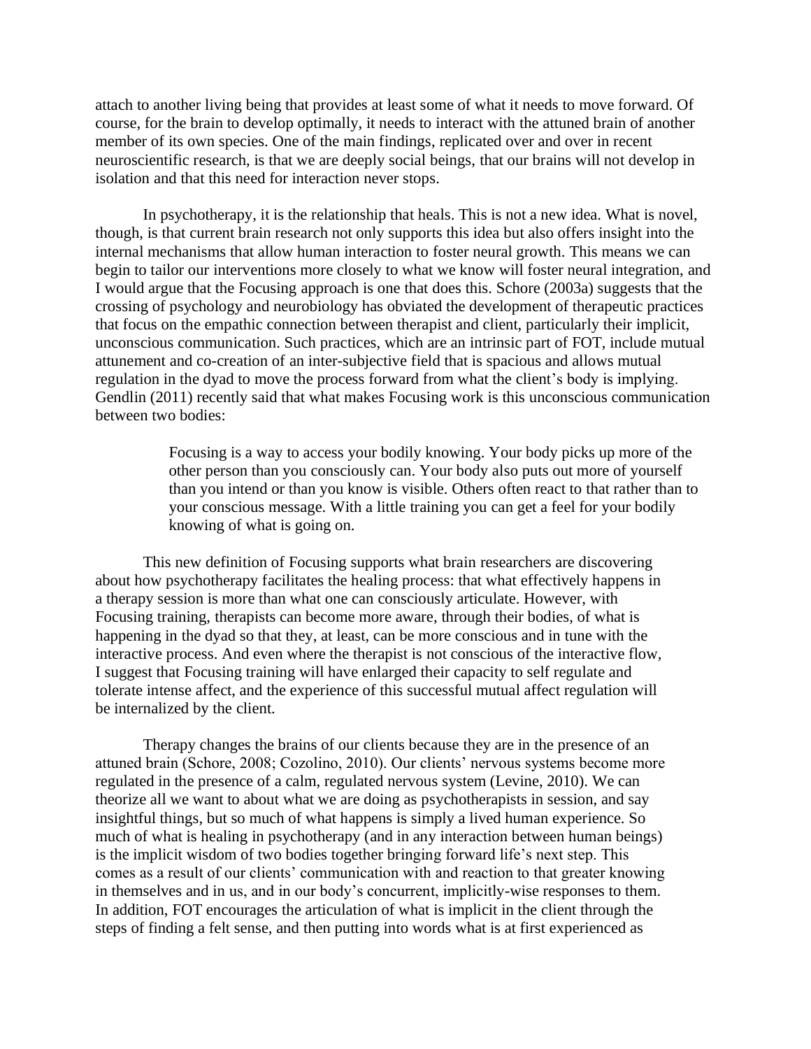attach to another living being that provides at least some of what it needs to move forward. Of course, for the brain to develop optimally, it needs to interact with the attuned brain of another member of its own species. One of the main findings, replicated over and over in recent neuroscientific research, is that we are deeply social beings, that our brains will not develop in isolation and that this need for interaction never stops.

In psychotherapy, it is the relationship that heals. This is not a new idea. What is novel, though, is that current brain research not only supports this idea but also offers insight into the internal mechanisms that allow human interaction to foster neural growth. This means we can begin to tailor our interventions more closely to what we know will foster neural integration, and I would argue that the Focusing approach is one that does this. Schore (2003a) suggests that the crossing of psychology and neurobiology has obviated the development of therapeutic practices that focus on the empathic connection between therapist and client, particularly their implicit, unconscious communication. Such practices, which are an intrinsic part of FOT, include mutual attunement and co-creation of an inter-subjective field that is spacious and allows mutual regulation in the dyad to move the process forward from what the client's body is implying. Gendlin (2011) recently said that what makes Focusing work is this unconscious communication between two bodies:

> Focusing is a way to access your bodily knowing. Your body picks up more of the other person than you consciously can. Your body also puts out more of yourself than you intend or than you know is visible. Others often react to that rather than to your conscious message. With a little training you can get a feel for your bodily knowing of what is going on.

This new definition of Focusing supports what brain researchers are discovering about how psychotherapy facilitates the healing process: that what effectively happens in a therapy session is more than what one can consciously articulate. However, with Focusing training, therapists can become more aware, through their bodies, of what is happening in the dyad so that they, at least, can be more conscious and in tune with the interactive process. And even where the therapist is not conscious of the interactive flow, I suggest that Focusing training will have enlarged their capacity to self regulate and tolerate intense affect, and the experience of this successful mutual affect regulation will be internalized by the client.

Therapy changes the brains of our clients because they are in the presence of an attuned brain (Schore, 2008; Cozolino, 2010). Our clients' nervous systems become more regulated in the presence of a calm, regulated nervous system (Levine, 2010). We can theorize all we want to about what we are doing as psychotherapists in session, and say insightful things, but so much of what happens is simply a lived human experience. So much of what is healing in psychotherapy (and in any interaction between human beings) is the implicit wisdom of two bodies together bringing forward life's next step. This comes as a result of our clients' communication with and reaction to that greater knowing in themselves and in us, and in our body's concurrent, implicitly-wise responses to them. In addition, FOT encourages the articulation of what is implicit in the client through the steps of finding a felt sense, and then putting into words what is at first experienced as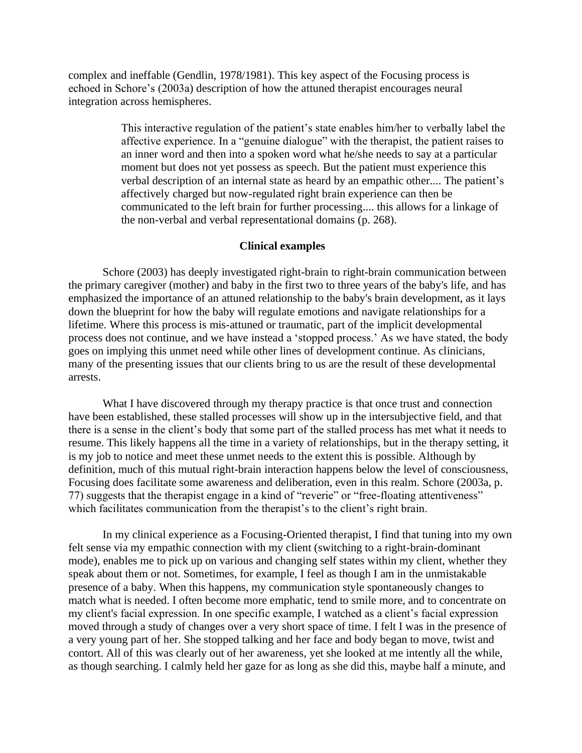complex and ineffable (Gendlin, 1978/1981). This key aspect of the Focusing process is echoed in Schore's (2003a) description of how the attuned therapist encourages neural integration across hemispheres.

> This interactive regulation of the patient's state enables him/her to verbally label the affective experience. In a "genuine dialogue" with the therapist, the patient raises to an inner word and then into a spoken word what he/she needs to say at a particular moment but does not yet possess as speech. But the patient must experience this verbal description of an internal state as heard by an empathic other.... The patient's affectively charged but now-regulated right brain experience can then be communicated to the left brain for further processing.... this allows for a linkage of the non-verbal and verbal representational domains (p. 268).

## Clinical examples

Schore (2003) has deeply investigated right-brain to right-brain communication between the primary caregiver (mother) and baby in the first two to three years of the baby's life, and has emphasized the importance of an attuned relationship to the baby's brain development, as it lays down the blueprint for how the baby will regulate emotions and navigate relationships for a lifetime. Where this process is mis-attuned or traumatic, part of the implicit developmental process does not continue, and we have instead a 'stopped process.' As we have stated, the body goes on implying this unmet need while other lines of development continue. As clinicians, many of the presenting issues that our clients bring to us are the result of these developmental arrests.

What I have discovered through my therapy practice is that once trust and connection have been established, these stalled processes will show up in the intersubjective field, and that there is a sense in the client's body that some part of the stalled process has met what it needs to resume. This likely happens all the time in a variety of relationships, but in the therapy setting, it is my job to notice and meet these unmet needs to the extent this is possible. Although by definition, much of this mutual right-brain interaction happens below the level of consciousness, Focusing does facilitate some awareness and deliberation, even in this realm. Schore (2003a, p. 77) suggests that the therapist engage in a kind of "reverie" or "free-floating attentiveness" which facilitates communication from the therapist's to the client's right brain.

In my clinical experience as a Focusing-Oriented therapist, I find that tuning into my own felt sense via my empathic connection with my client (switching to a right-brain-dominant mode), enables me to pick up on various and changing self states within my client, whether they speak about them or not. Sometimes, for example, I feel as though I am in the unmistakable presence of a baby. When this happens, my communication style spontaneously changes to match what is needed. I often become more emphatic, tend to smile more, and to concentrate on my client's facial expression. In one specific example, I watched as a client's facial expression moved through a study of changes over a very short space of time. I felt I was in the presence of a very young part of her. She stopped talking and her face and body began to move, twist and contort. All of this was clearly out of her awareness, yet she looked at me intently all the while, as though searching. I calmly held her gaze for as long as she did this, maybe half a minute, and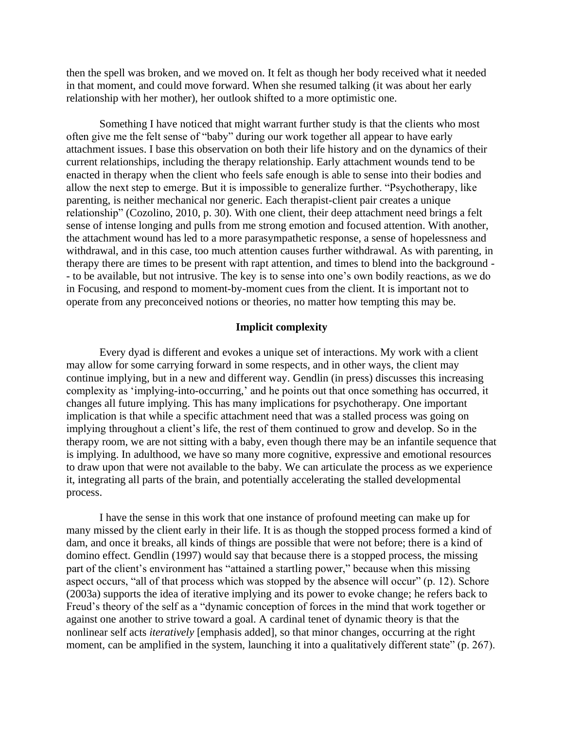then the spell was broken, and we moved on. It felt as though her body received what it needed in that moment, and could move forward. When she resumed talking (it was about her early relationship with her mother), her outlook shifted to a more optimistic one.

Something I have noticed that might warrant further study is that the clients who most often give me the felt sense of "baby" during our work together all appear to have early attachment issues. I base this observation on both their life history and on the dynamics of their current relationships, including the therapy relationship. Early attachment wounds tend to be enacted in therapy when the client who feels safe enough is able to sense into their bodies and allow the next step to emerge. But it is impossible to generalize further. "Psychotherapy, like parenting, is neither mechanical nor generic. Each therapist-client pair creates a unique relationship" (Cozolino, 2010, p. 30). With one client, their deep attachment need brings a felt sense of intense longing and pulls from me strong emotion and focused attention. With another, the attachment wound has led to a more parasympathetic response, a sense of hopelessness and withdrawal, and in this case, too much attention causes further withdrawal. As with parenting, in therapy there are times to be present with rapt attention, and times to blend into the background -- to be available, but not intrusive. The key is to sense into one's own bodily reactions, as we do in Focusing, and respond to moment-by-moment cues from the client. It is important not to operate from any preconceived notions or theories, no matter how tempting this may be.

## Implicit complexity

Every dyad is different and evokes a unique set of interactions. My work with a client may allow for some carrying forward in some respects, and in other ways, the client may continue implying, but in a new and different way. Gendlin (in press) discusses this increasing complexity as 'implying-into-occurring,' and he points out that once something has occurred, it changes all future implying. This has many implications for psychotherapy. One important implication is that while a specific attachment need that was a stalled process was going on implying throughout a client's life, the rest of them continued to grow and develop. So in the therapy room, we are not sitting with a baby, even though there may be an infantile sequence that is implying. In adulthood, we have so many more cognitive, expressive and emotional resources to draw upon that were not available to the baby. We can articulate the process as we experience it, integrating all parts of the brain, and potentially accelerating the stalled developmental process.

I have the sense in this work that one instance of profound meeting can make up for many missed by the client early in their life. It is as though the stopped process formed a kind of dam, and once it breaks, all kinds of things are possible that were not before; there is a kind of domino effect. Gendlin (1997) would say that because there is a stopped process, the missing part of the client's environment has "attained a startling power," because when this missing aspect occurs, "all of that process which was stopped by the absence will occur" (p. 12). Schore (2003a) supports the idea of iterative implying and its power to evoke change; he refers back to Freud's theory of the self as a "dynamic conception of forces in the mind that work together or against one another to strive toward a goal. A cardinal tenet of dynamic theory is that the nonlinear self acts *iteratively* [emphasis added], so that minor changes, occurring at the right moment, can be amplified in the system, launching it into a qualitatively different state" (p. 267).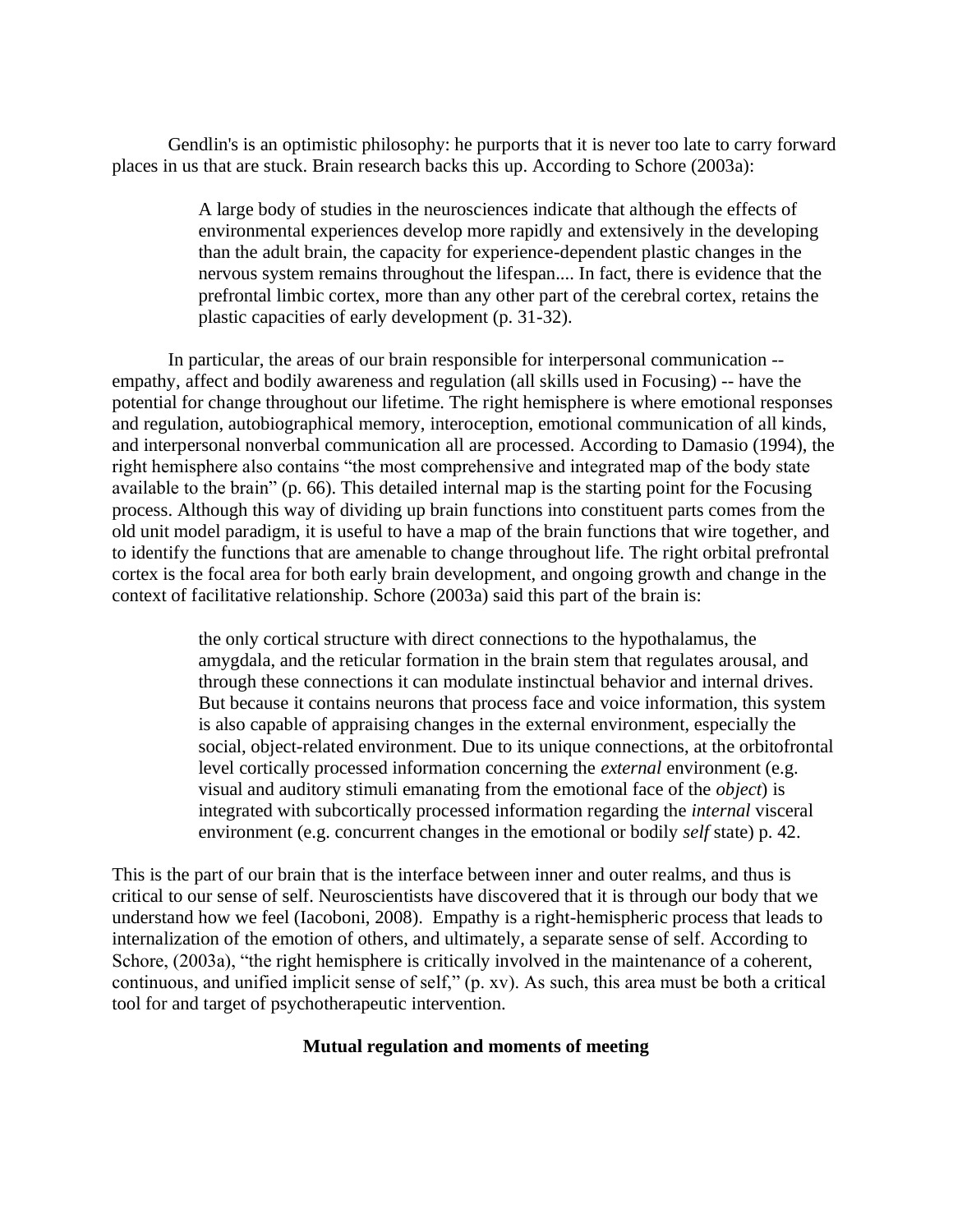Gendlin's is an optimistic philosophy: he purports that it is never too late to carry forward places in us that are stuck. Brain research backs this up. According to Schore (2003a):

> A large body of studies in the neurosciences indicate that although the effects of environmental experiences develop more rapidly and extensively in the developing than the adult brain, the capacity for experience-dependent plastic changes in the nervous system remains throughout the lifespan.... In fact, there is evidence that the prefrontal limbic cortex, more than any other part of the cerebral cortex, retains the plastic capacities of early development (p. 31-32).

In particular, the areas of our brain responsible for interpersonal communication -- empathy, affect and bodily awareness and regulation (all skills used in Focusing) -- have the potential for change throughout our lifetime. The right hemisphere is where emotional responses and regulation, autobiographical memory, interoception, emotional communication of all kinds, and interpersonal nonverbal communication all are processed. According to Damasio (1994), the right hemisphere also contains "the most comprehensive and integrated map of the body state available to the brain" (p. 66). This detailed internal map is the starting point for the Focusing process. Although this way of dividing up brain functions into constituent parts comes from the old unit model paradigm, it is useful to have a map of the brain functions that wire together, and to identify the functions that are amenable to change throughout life. The right orbital prefrontal cortex is the focal area for both early brain development, and ongoing growth and change in the context of facilitative relationship. Schore (2003a) said this part of the brain is:

> the only cortical structure with direct connections to the hypothalamus, the amygdala, and the reticular formation in the brain stem that regulates arousal, and through these connections it can modulate instinctual behavior and internal drives. But because it contains neurons that process face and voice information, this system is also capable of appraising changes in the external environment, especially the social, object-related environment. Due to its unique connections, at the orbitofrontal level cortically processed information concerning the *external* environment (e.g. visual and auditory stimuli emanating from the emotional face of the *object*) is integrated with subcortically processed information regarding the *internal* visceral environment (e.g. concurrent changes in the emotional or bodily *self* state) p. 42.

This is the part of our brain that is the interface between inner and outer realms, and thus is critical to our sense of self. Neuroscientists have discovered that it is through our body that we understand how we feel (Iacoboni, 2008). Empathy is a right-hemispheric process that leads to internalization of the emotion of others, and ultimately, a separate sense of self. According to Schore, (2003a), "the right hemisphere is critically involved in the maintenance of a coherent, continuous, and unified implicit sense of self," (p. xv). As such, this area must be both a critical tool for and target of psychotherapeutic intervention.

## Mutual regulation and moments of meeting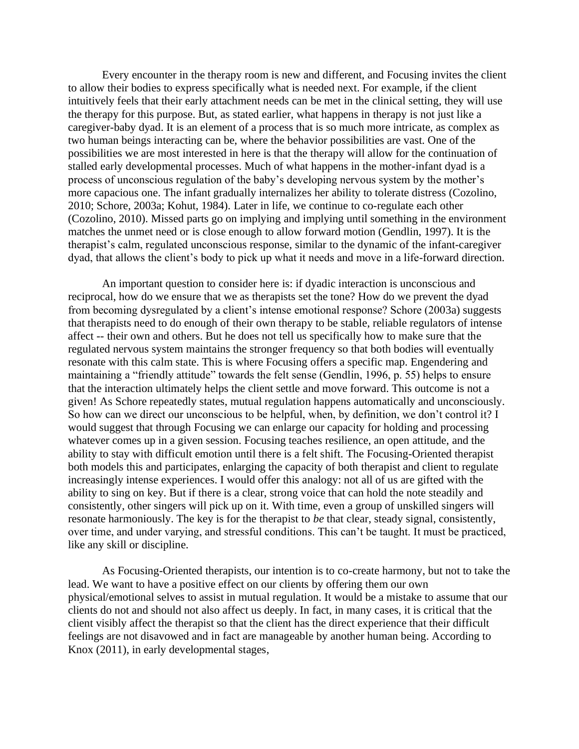Every encounter in the therapy room is new and different, and Focusing invites the client to allow their bodies to express specifically what is needed next. For example, if the client intuitively feels that their early attachment needs can be met in the clinical setting, they will use the therapy for this purpose. But, as stated earlier, what happens in therapy is not just like a caregiver-baby dyad. It is an element of a process that is so much more intricate, as complex as two human beings interacting can be, where the behavior possibilities are vast. One of the possibilities we are most interested in here is that the therapy will allow for the continuation of stalled early developmental processes. Much of what happens in the mother-infant dyad is a process of unconscious regulation of the baby's developing nervous system by the mother's more capacious one. The infant gradually internalizes her ability to tolerate distress (Cozolino, 2010; Schore, 2003a; Kohut, 1984). Later in life, we continue to co-regulate each other (Cozolino, 2010). Missed parts go on implying and implying until something in the environment matches the unmet need or is close enough to allow forward motion (Gendlin, 1997). It is the therapist's calm, regulated unconscious response, similar to the dynamic of the infant-caregiver dyad, that allows the client's body to pick up what it needs and move in a life-forward direction.

An important question to consider here is: if dyadic interaction is unconscious and reciprocal, how do we ensure that we as therapists set the tone? How do we prevent the dyad from becoming dysregulated by a client's intense emotional response? Schore (2003a) suggests that therapists need to do enough of their own therapy to be stable, reliable regulators of intense affect -- their own and others. But he does not tell us specifically how to make sure that the regulated nervous system maintains the stronger frequency so that both bodies will eventually resonate with this calm state. This is where Focusing offers a specific map. Engendering and maintaining a "friendly attitude" towards the felt sense (Gendlin, 1996, p. 55) helps to ensure that the interaction ultimately helps the client settle and move forward. This outcome is not a given! As Schore repeatedly states, mutual regulation happens automatically and unconsciously. So how can we direct our unconscious to be helpful, when, by definition, we don't control it? I would suggest that through Focusing we can enlarge our capacity for holding and processing whatever comes up in a given session. Focusing teaches resilience, an open attitude, and the ability to stay with difficult emotion until there is a felt shift. The Focusing-Oriented therapist both models this and participates, enlarging the capacity of both therapist and client to regulate increasingly intense experiences. I would offer this analogy: not all of us are gifted with the ability to sing on key. But if there is a clear, strong voice that can hold the note steadily and consistently, other singers will pick up on it. With time, even a group of unskilled singers will resonate harmoniously. The key is for the therapist to *be* that clear, steady signal, consistently, over time, and under varying, and stressful conditions. This can't be taught. It must be practiced, like any skill or discipline.

As Focusing-Oriented therapists, our intention is to co-create harmony, but not to take the lead. We want to have a positive effect on our clients by offering them our own physical/emotional selves to assist in mutual regulation. It would be a mistake to assume that our clients do not and should not also affect us deeply. In fact, in many cases, it is critical that the client visibly affect the therapist so that the client has the direct experience that their difficult feelings are not disavowed and in fact are manageable by another human being. According to Knox (2011), in early developmental stages,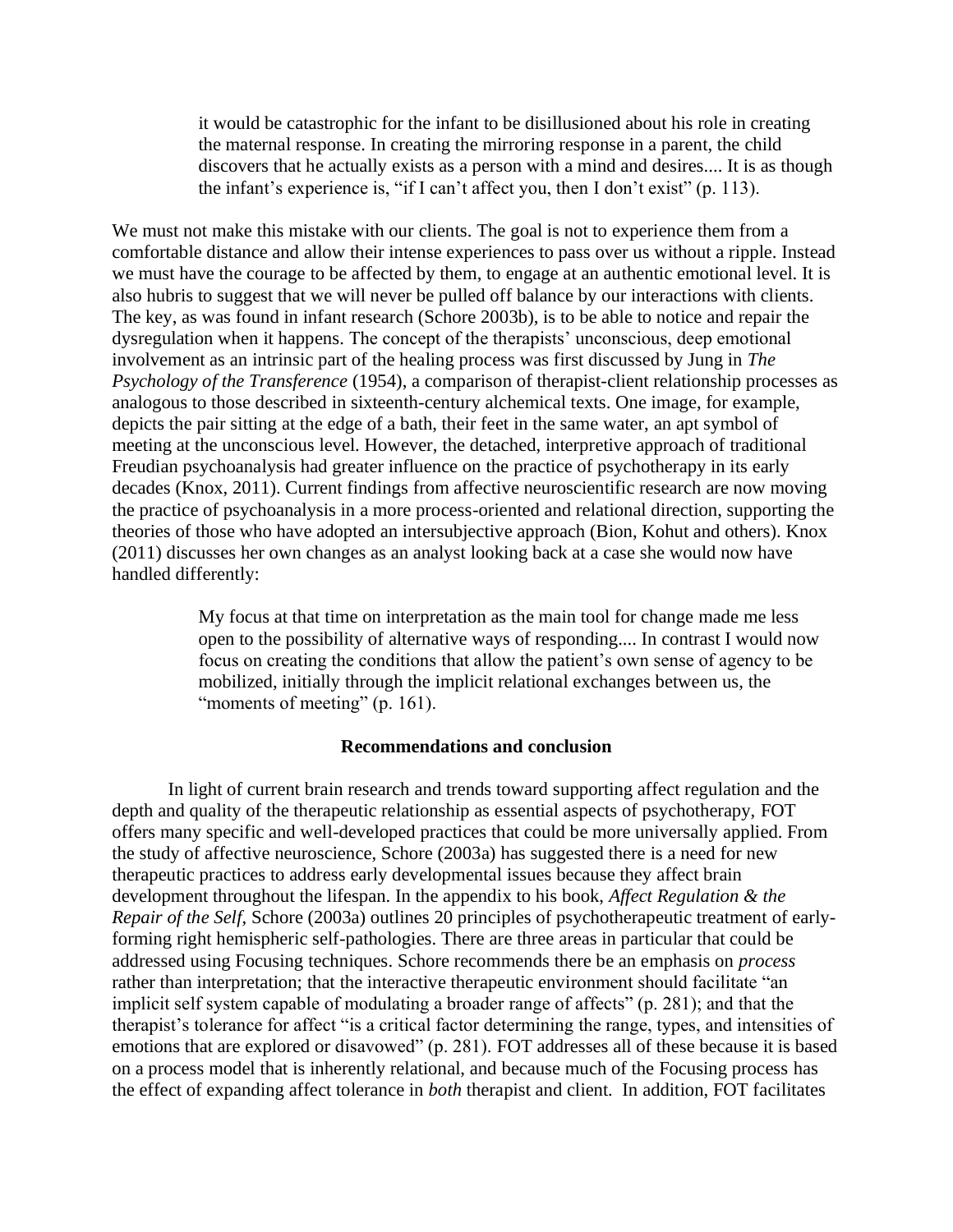> it would be catastrophic for the infant to be disillusioned about his role in creating the maternal response. In creating the mirroring response in a parent, the child discovers that he actually exists as a person with a mind and desires.... It is as though the infant's experience is, "if I can't affect you, then I don't exist" (p. 113).

We must not make this mistake with our clients. The goal is not to experience them from a comfortable distance and allow their intense experiences to pass over us without a ripple. Instead we must have the courage to be affected by them, to engage at an authentic emotional level. It is also hubris to suggest that we will never be pulled off balance by our interactions with clients. The key, as was found in infant research (Schore 2003b), is to be able to notice and repair the dysregulation when it happens. The concept of the therapists' unconscious, deep emotional involvement as an intrinsic part of the healing process was first discussed by Jung in *The Psychology of the Transference* (1954), a comparison of therapist-client relationship processes as analogous to those described in sixteenth-century alchemical texts. One image, for example, depicts the pair sitting at the edge of a bath, their feet in the same water, an apt symbol of meeting at the unconscious level. However, the detached, interpretive approach of traditional Freudian psychoanalysis had greater influence on the practice of psychotherapy in its early decades (Knox, 2011). Current findings from affective neuroscientific research are now moving the practice of psychoanalysis in a more process-oriented and relational direction, supporting the theories of those who have adopted an intersubjective approach (Bion, Kohut and others). Knox (2011) discusses her own changes as an analyst looking back at a case she would now have handled differently:

> My focus at that time on interpretation as the main tool for change made me less open to the possibility of alternative ways of responding.... In contrast I would now focus on creating the conditions that allow the patient's own sense of agency to be mobilized, initially through the implicit relational exchanges between us, the "moments of meeting" (p. 161).

## Recommendations and conclusion

In light of current brain research and trends toward supporting affect regulation and the depth and quality of the therapeutic relationship as essential aspects of psychotherapy, FOT offers many specific and well-developed practices that could be more universally applied. From the study of affective neuroscience, Schore (2003a) has suggested there is a need for new therapeutic practices to address early developmental issues because they affect brain development throughout the lifespan. In the appendix to his book, *Affect Regulation & the Repair of the Self*, Schore (2003a) outlines 20 principles of psychotherapeutic treatment of early-forming right hemispheric self-pathologies. There are three areas in particular that could be addressed using Focusing techniques. Schore recommends there be an emphasis on *process* rather than interpretation; that the interactive therapeutic environment should facilitate "an implicit self system capable of modulating a broader range of affects" (p. 281); and that the therapist's tolerance for affect "is a critical factor determining the range, types, and intensities of emotions that are explored or disavowed" (p. 281). FOT addresses all of these because it is based on a process model that is inherently relational, and because much of the Focusing process has the effect of expanding affect tolerance in *both* therapist and client. In addition, FOT facilitates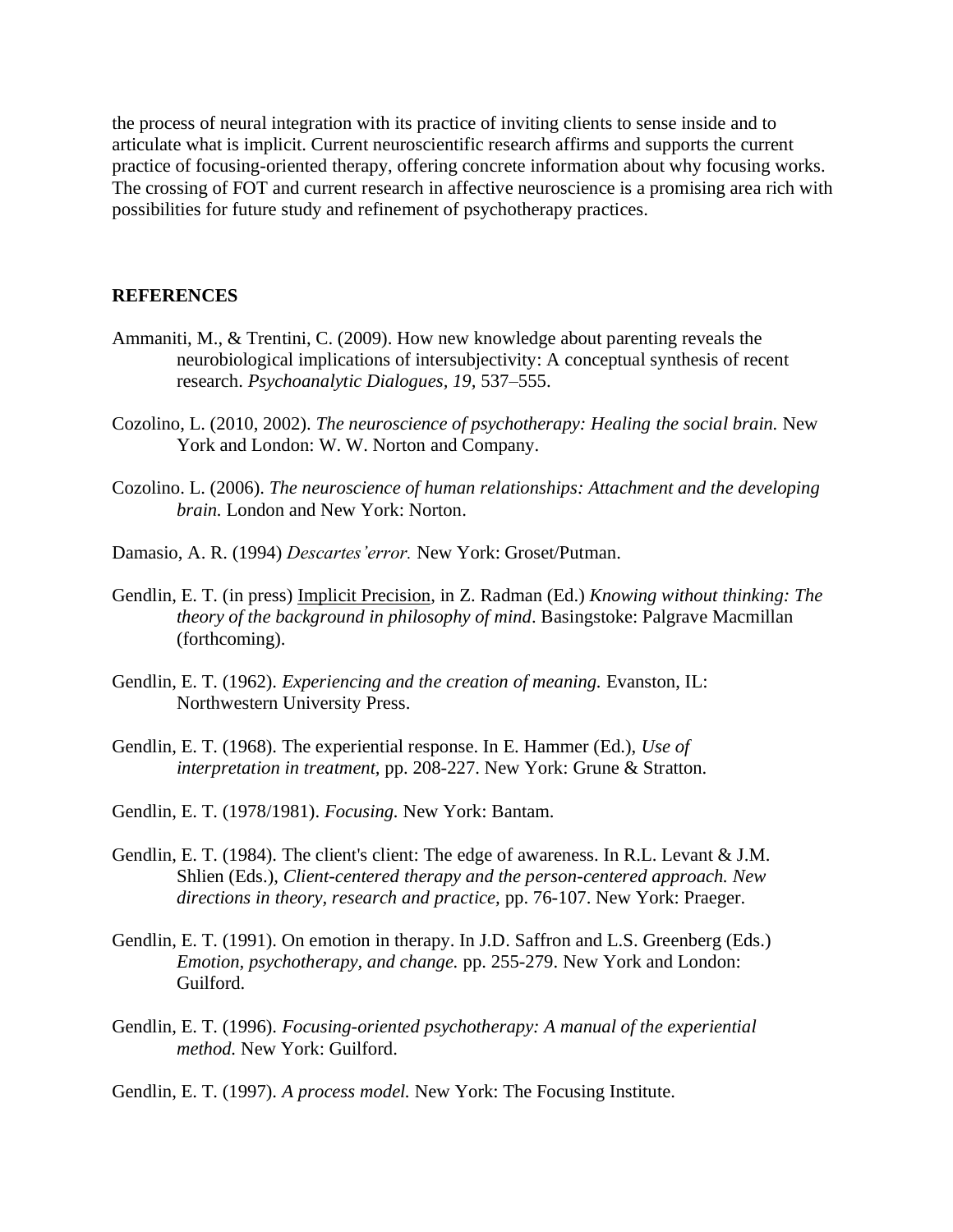the process of neural integration with its practice of inviting clients to sense inside and to articulate what is implicit. Current neuroscientific research affirms and supports the current practice of focusing-oriented therapy, offering concrete information about why focusing works. The crossing of FOT and current research in affective neuroscience is a promising area rich with possibilities for future study and refinement of psychotherapy practices.

## REFERENCES

Ammaniti, M., & Trentini, C. (2009). How new knowledge about parenting reveals the neurobiological implications of intersubjectivity: A conceptual synthesis of recent research. *Psychoanalytic Dialogues, 19*, 537–555.

Cozolino, L. (2010, 2002). *The neuroscience of psychotherapy: Healing the social brain.* New York and London: W. W. Norton and Company.

Cozolino. L. (2006). *The neuroscience of human relationships: Attachment and the developing brain.* London and New York: Norton.

Damasio, A. R. (1994) *Descartes'error.* New York: Groset/Putman.

Gendlin, E. T. (in press) Implicit Precision, in Z. Radman (Ed.) *Knowing without thinking: The theory of the background in philosophy of mind*. Basingstoke: Palgrave Macmillan (forthcoming).

Gendlin, E. T. (1962). *Experiencing and the creation of meaning.* Evanston, IL: Northwestern University Press.

Gendlin, E. T. (1968). The experiential response. In E. Hammer (Ed.), *Use of interpretation in treatment,* pp. 208-227. New York: Grune & Stratton.

Gendlin, E. T. (1978/1981). *Focusing.* New York: Bantam.

Gendlin, E. T. (1984). The client's client: The edge of awareness. In R.L. Levant & J.M. Shlien (Eds.), *Client-centered therapy and the person-centered approach. New directions in theory, research and practice,* pp. 76-107. New York: Praeger.

Gendlin, E. T. (1991). On emotion in therapy. In J.D. Saffron and L.S. Greenberg (Eds.) *Emotion, psychotherapy, and change.* pp. 255-279. New York and London: Guilford.

Gendlin, E. T. (1996). *Focusing-oriented psychotherapy: A manual of the experiential method.* New York: Guilford.

Gendlin, E. T. (1997). *A process model.* New York: The Focusing Institute.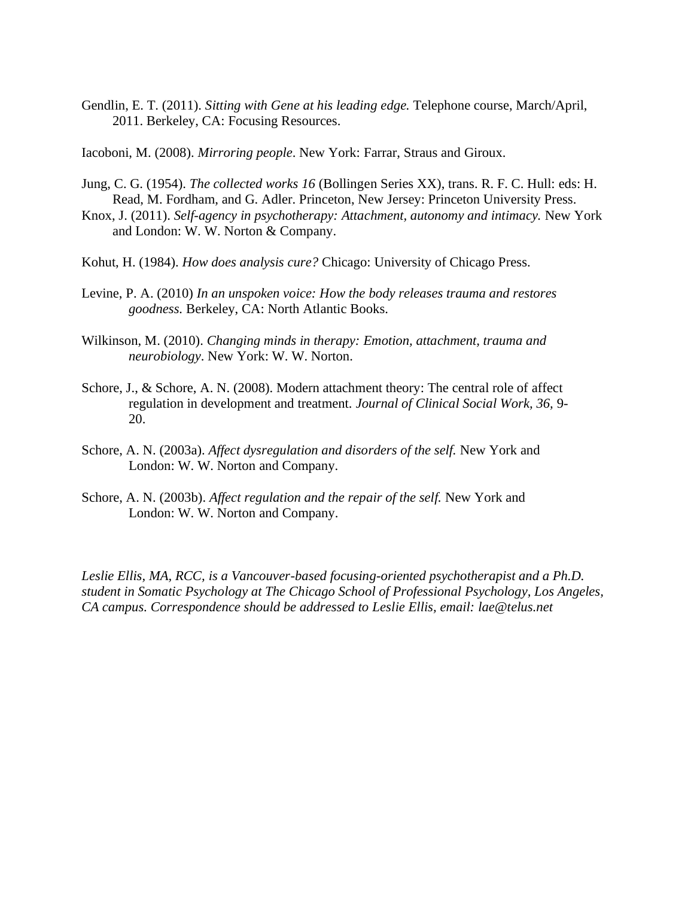Gendlin, E. T. (2011). *Sitting with Gene at his leading edge.* Telephone course, March/April, 2011. Berkeley, CA: Focusing Resources.

Iacoboni, M. (2008). *Mirroring people*. New York: Farrar, Straus and Giroux.

Jung, C. G. (1954). *The collected works 16* (Bollingen Series XX), trans. R. F. C. Hull: eds: H. Read, M. Fordham, and G. Adler. Princeton, New Jersey: Princeton University Press.

Knox, J. (2011). *Self-agency in psychotherapy: Attachment, autonomy and intimacy.* New York and London: W. W. Norton & Company.

Kohut, H. (1984). *How does analysis cure?* Chicago: University of Chicago Press.

Levine, P. A. (2010) *In an unspoken voice: How the body releases trauma and restores goodness.* Berkeley, CA: North Atlantic Books.

Wilkinson, M. (2010). *Changing minds in therapy: Emotion, attachment, trauma and neurobiology*. New York: W. W. Norton.

Schore, J., & Schore, A. N. (2008). Modern attachment theory: The central role of affect regulation in development and treatment. *Journal of Clinical Social Work, 36,* 9-20.

Schore, A. N. (2003a). *Affect dysregulation and disorders of the self.* New York and London: W. W. Norton and Company.

Schore, A. N. (2003b). *Affect regulation and the repair of the self.* New York and London: W. W. Norton and Company.

*Leslie Ellis, MA, RCC, is a Vancouver-based focusing-oriented psychotherapist and a Ph.D. student in Somatic Psychology at The Chicago School of Professional Psychology, Los Angeles, CA campus. Correspondence should be addressed to Leslie Ellis, email: lae@telus.net*